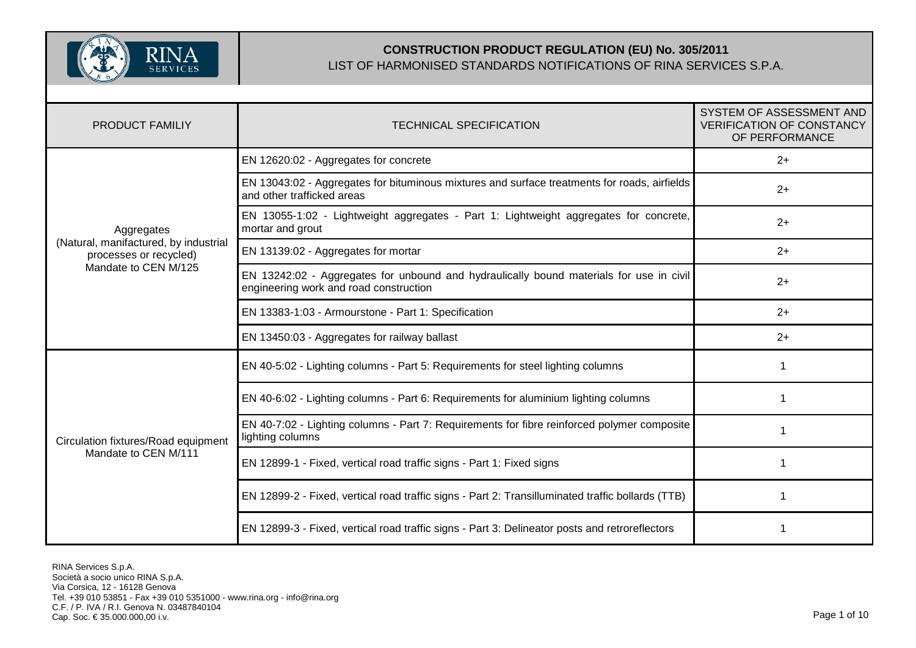# CONSTRUCTION PRODUCT REGULATION (EU) No. 305/2011

LIST OF HARMONISED STANDARDS NOTIFICATIONS OF RINA SERVICES S.P.A.

| PRODUCT FAMILIY | TECHNICAL SPECIFICATION | SYSTEM OF ASSESSMENT AND VERIFICATION OF CONSTANCY OF PERFORMANCE |
|---|---|---|
| Aggregates (Natural, manifactured, by industrial processes or recycled) Mandate to CEN M/125 | EN 12620:02 - Aggregates for concrete | 2+ |
| | EN 13043:02 - Aggregates for bituminous mixtures and surface treatments for roads, airfields and other trafficked areas | 2+ |
| | EN 13055-1:02 - Lightweight aggregates - Part 1: Lightweight aggregates for concrete, mortar and grout | 2+ |
| | EN 13139:02 - Aggregates for mortar | 2+ |
| | EN 13242:02 - Aggregates for unbound and hydraulically bound materials for use in civil engineering work and road construction | 2+ |
| | EN 13383-1:03 - Armourstone - Part 1: Specification | 2+ |
| | EN 13450:03 - Aggregates for railway ballast | 2+ |
| Circulation fixtures/Road equipment Mandate to CEN M/111 | EN 40-5:02 - Lighting columns - Part 5: Requirements for steel lighting columns | 1 |
| | EN 40-6:02 - Lighting columns - Part 6: Requirements for aluminium lighting columns | 1 |
| | EN 40-7:02 - Lighting columns - Part 7: Requirements for fibre reinforced polymer composite lighting columns | 1 |
| | EN 12899-1 - Fixed, vertical road traffic signs - Part 1: Fixed signs | 1 |
| | EN 12899-2 - Fixed, vertical road traffic signs - Part 2: Transilluminated traffic bollards (TTB) | 1 |
| | EN 12899-3 - Fixed, vertical road traffic signs - Part 3: Delineator posts and retroreflectors | 1 |

RINA Services S.p.A.
Società a socio unico RINA S.p.A.
Via Corsica, 12 - 16128 Genova
Tel. +39 010 53851 - Fax +39 010 5351000 - www.rina.org - info@rina.org
C.F. / P. IVA / R.I. Genova N. 03487840104
Cap. Soc. € 35.000.000,00 i.v.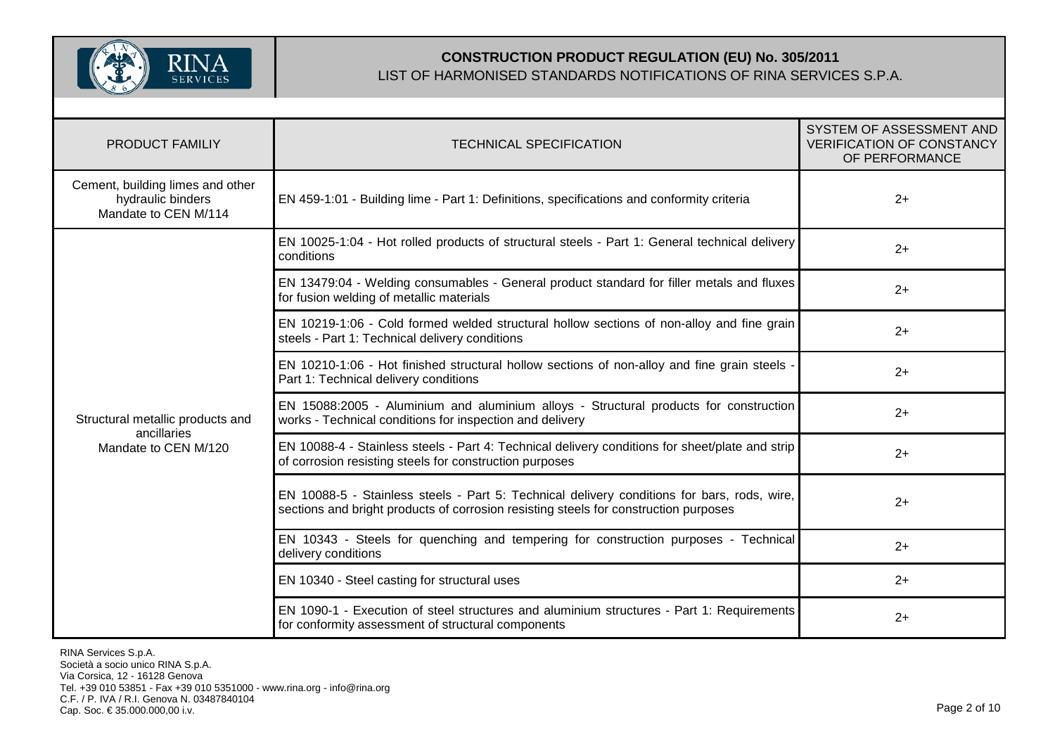**CONSTRUCTION PRODUCT REGULATION (EU) No. 305/2011**

LIST OF HARMONISED STANDARDS NOTIFICATIONS OF RINA SERVICES S.P.A.

| PRODUCT FAMILIY | TECHNICAL SPECIFICATION | SYSTEM OF ASSESSMENT AND VERIFICATION OF CONSTANCY OF PERFORMANCE |
|---|---|---|
| Cement, building limes and other hydraulic binders Mandate to CEN M/114 | EN 459-1:01 - Building lime - Part 1: Definitions, specifications and conformity criteria | 2+ |
| Structural metallic products and ancillaries Mandate to CEN M/120 | EN 10025-1:04 - Hot rolled products of structural steels - Part 1: General technical delivery conditions | 2+ |
| | EN 13479:04 - Welding consumables - General product standard for filler metals and fluxes for fusion welding of metallic materials | 2+ |
| | EN 10219-1:06 - Cold formed welded structural hollow sections of non-alloy and fine grain steels - Part 1: Technical delivery conditions | 2+ |
| | EN 10210-1:06 - Hot finished structural hollow sections of non-alloy and fine grain steels - Part 1: Technical delivery conditions | 2+ |
| | EN 15088:2005 - Aluminium and aluminium alloys - Structural products for construction works - Technical conditions for inspection and delivery | 2+ |
| | EN 10088-4 - Stainless steels - Part 4: Technical delivery conditions for sheet/plate and strip of corrosion resisting steels for construction purposes | 2+ |
| | EN 10088-5 - Stainless steels - Part 5: Technical delivery conditions for bars, rods, wire, sections and bright products of corrosion resisting steels for construction purposes | 2+ |
| | EN 10343 - Steels for quenching and tempering for construction purposes - Technical delivery conditions | 2+ |
| | EN 10340 - Steel casting for structural uses | 2+ |
| | EN 1090-1 - Execution of steel structures and aluminium structures - Part 1: Requirements for conformity assessment of structural components | 2+ |

RINA Services S.p.A.
Società a socio unico RINA S.p.A.
Via Corsica, 12 - 16128 Genova
Tel. +39 010 53851 - Fax +39 010 5351000 - www.rina.org - info@rina.org
C.F. / P. IVA / R.I. Genova N. 03487840104
Cap. Soc. € 35.000.000,00 i.v.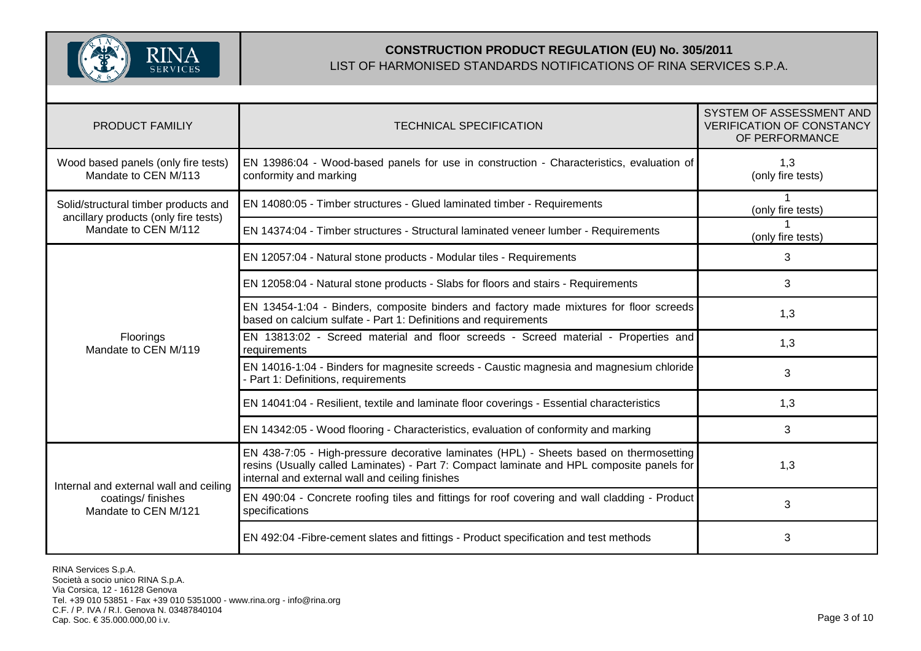**CONSTRUCTION PRODUCT REGULATION (EU) No. 305/2011**

LIST OF HARMONISED STANDARDS NOTIFICATIONS OF RINA SERVICES S.P.A.

| PRODUCT FAMILIY | TECHNICAL SPECIFICATION | SYSTEM OF ASSESSMENT AND VERIFICATION OF CONSTANCY OF PERFORMANCE |
|---|---|---|
| Wood based panels (only fire tests) Mandate to CEN M/113 | EN 13986:04 - Wood-based panels for use in construction - Characteristics, evaluation of conformity and marking | 1,3 (only fire tests) |
| Solid/structural timber products and ancillary products (only fire tests) Mandate to CEN M/112 | EN 14080:05 - Timber structures - Glued laminated timber - Requirements | 1 (only fire tests) |
| | EN 14374:04 - Timber structures - Structural laminated veneer lumber - Requirements | 1 (only fire tests) |
| Floorings Mandate to CEN M/119 | EN 12057:04 - Natural stone products - Modular tiles - Requirements | 3 |
| | EN 12058:04 - Natural stone products - Slabs for floors and stairs - Requirements | 3 |
| | EN 13454-1:04 - Binders, composite binders and factory made mixtures for floor screeds based on calcium sulfate - Part 1: Definitions and requirements | 1,3 |
| | EN 13813:02 - Screed material and floor screeds - Screed material - Properties and requirements | 1,3 |
| | EN 14016-1:04 - Binders for magnesite screeds - Caustic magnesia and magnesium chloride - Part 1: Definitions, requirements | 3 |
| | EN 14041:04 - Resilient, textile and laminate floor coverings - Essential characteristics | 1,3 |
| | EN 14342:05 - Wood flooring - Characteristics, evaluation of conformity and marking | 3 |
| Internal and external wall and ceiling coatings/ finishes Mandate to CEN M/121 | EN 438-7:05 - High-pressure decorative laminates (HPL) - Sheets based on thermosetting resins (Usually called Laminates) - Part 7: Compact laminate and HPL composite panels for internal and external wall and ceiling finishes | 1,3 |
| | EN 490:04 - Concrete roofing tiles and fittings for roof covering and wall cladding - Product specifications | 3 |
| | EN 492:04 -Fibre-cement slates and fittings - Product specification and test methods | 3 |

RINA Services S.p.A.
Società a socio unico RINA S.p.A.
Via Corsica, 12 - 16128 Genova
Tel. +39 010 53851 - Fax +39 010 5351000 - www.rina.org - info@rina.org
C.F. / P. IVA / R.I. Genova N. 03487840104
Cap. Soc. € 35.000.000,00 i.v.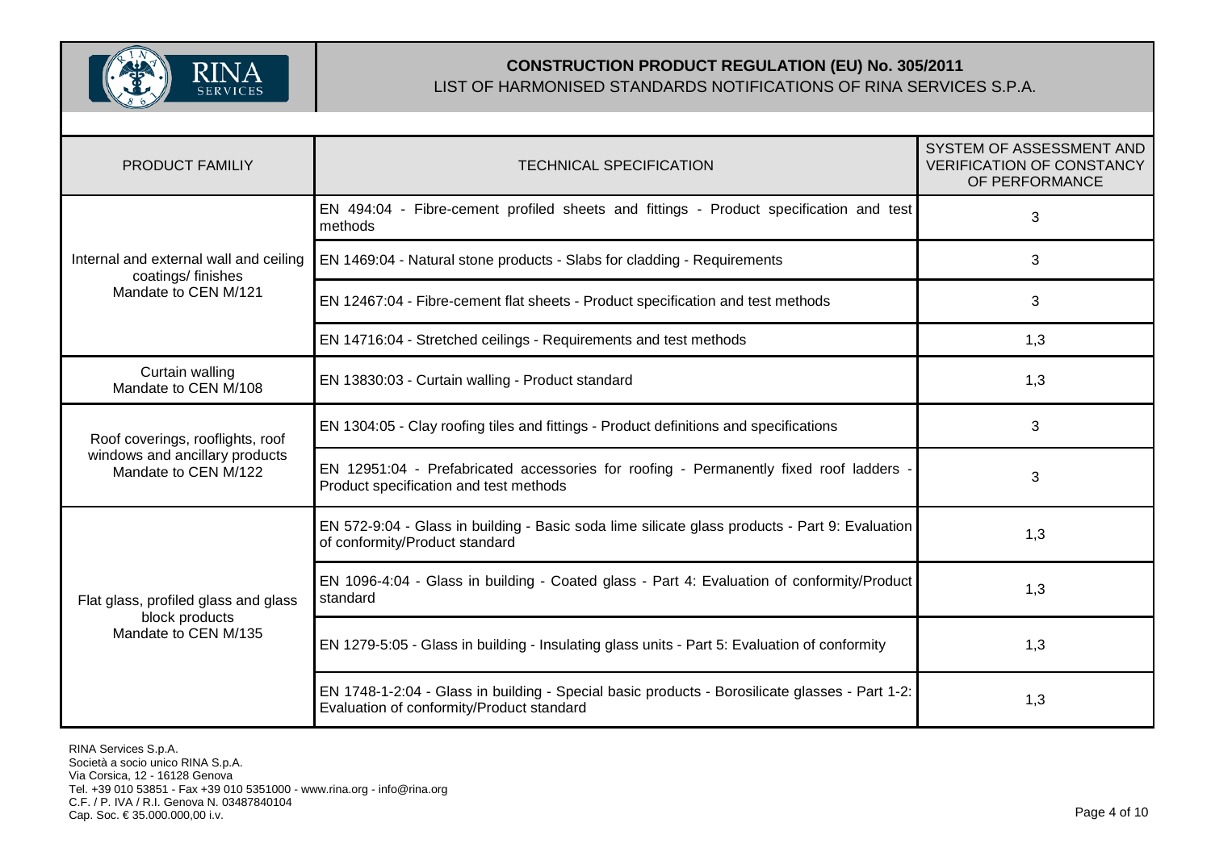**CONSTRUCTION PRODUCT REGULATION (EU) No. 305/2011**
LIST OF HARMONISED STANDARDS NOTIFICATIONS OF RINA SERVICES S.P.A.

| PRODUCT FAMILIY | TECHNICAL SPECIFICATION | SYSTEM OF ASSESSMENT AND VERIFICATION OF CONSTANCY OF PERFORMANCE |
|---|---|---|
| Internal and external wall and ceiling coatings/ finishes Mandate to CEN M/121 | EN 494:04 - Fibre-cement profiled sheets and fittings - Product specification and test methods | 3 |
| | EN 1469:04 - Natural stone products - Slabs for cladding - Requirements | 3 |
| | EN 12467:04 - Fibre-cement flat sheets - Product specification and test methods | 3 |
| | EN 14716:04 - Stretched ceilings - Requirements and test methods | 1,3 |
| Curtain walling Mandate to CEN M/108 | EN 13830:03 - Curtain walling - Product standard | 1,3 |
| Roof coverings, rooflights, roof windows and ancillary products Mandate to CEN M/122 | EN 1304:05 - Clay roofing tiles and fittings - Product definitions and specifications | 3 |
| | EN 12951:04 - Prefabricated accessories for roofing - Permanently fixed roof ladders - Product specification and test methods | 3 |
| Flat glass, profiled glass and glass block products Mandate to CEN M/135 | EN 572-9:04 - Glass in building - Basic soda lime silicate glass products - Part 9: Evaluation of conformity/Product standard | 1,3 |
| | EN 1096-4:04 - Glass in building - Coated glass - Part 4: Evaluation of conformity/Product standard | 1,3 |
| | EN 1279-5:05 - Glass in building - Insulating glass units - Part 5: Evaluation of conformity | 1,3 |
| | EN 1748-1-2:04 - Glass in building - Special basic products - Borosilicate glasses - Part 1-2: Evaluation of conformity/Product standard | 1,3 |

RINA Services S.p.A.
Società a socio unico RINA S.p.A.
Via Corsica, 12 - 16128 Genova
Tel. +39 010 53851 - Fax +39 010 5351000 - www.rina.org - info@rina.org
C.F. / P. IVA / R.I. Genova N. 03487840104
Cap. Soc. € 35.000.000,00 i.v.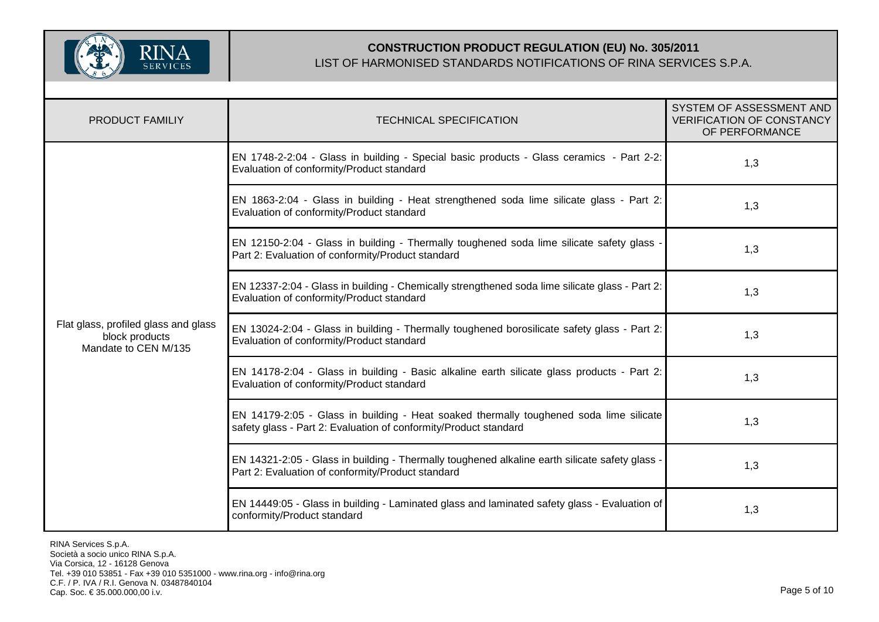| PRODUCT FAMILIY | TECHNICAL SPECIFICATION | SYSTEM OF ASSESSMENT AND VERIFICATION OF CONSTANCY OF PERFORMANCE |
|---|---|---|
| Flat glass, profiled glass and glass block products Mandate to CEN M/135 | EN 1748-2-2:04 - Glass in building - Special basic products - Glass ceramics - Part 2-2: Evaluation of conformity/Product standard | 1,3 |
| | EN 1863-2:04 - Glass in building - Heat strengthened soda lime silicate glass - Part 2: Evaluation of conformity/Product standard | 1,3 |
| | EN 12150-2:04 - Glass in building - Thermally toughened soda lime silicate safety glass - Part 2: Evaluation of conformity/Product standard | 1,3 |
| | EN 12337-2:04 - Glass in building - Chemically strengthened soda lime silicate glass - Part 2: Evaluation of conformity/Product standard | 1,3 |
| | EN 13024-2:04 - Glass in building - Thermally toughened borosilicate safety glass - Part 2: Evaluation of conformity/Product standard | 1,3 |
| | EN 14178-2:04 - Glass in building - Basic alkaline earth silicate glass products - Part 2: Evaluation of conformity/Product standard | 1,3 |
| | EN 14179-2:05 - Glass in building - Heat soaked thermally toughened soda lime silicate safety glass - Part 2: Evaluation of conformity/Product standard | 1,3 |
| | EN 14321-2:05 - Glass in building - Thermally toughened alkaline earth silicate safety glass - Part 2: Evaluation of conformity/Product standard | 1,3 |
| | EN 14449:05 - Glass in building - Laminated glass and laminated safety glass - Evaluation of conformity/Product standard | 1,3 |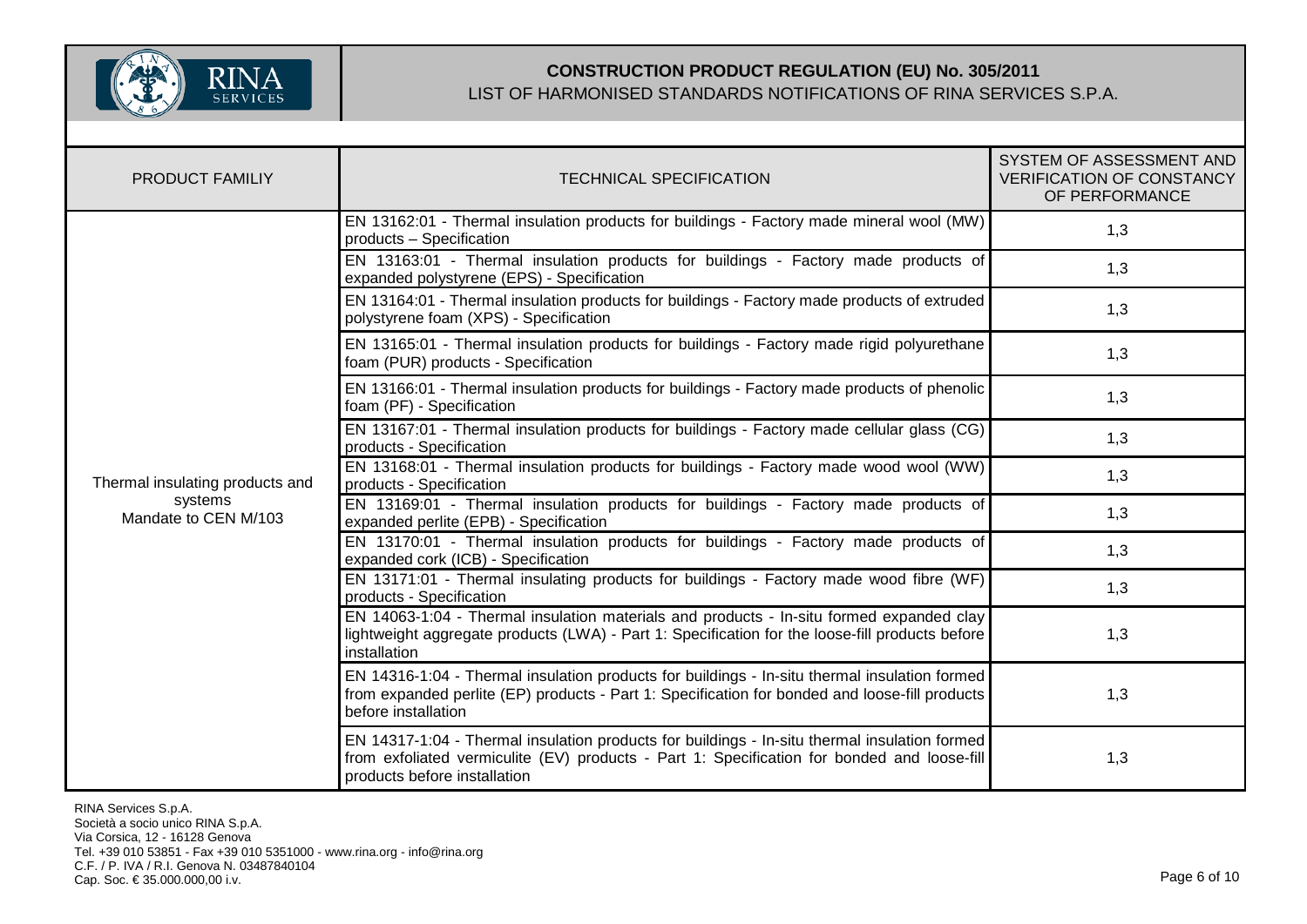| PRODUCT FAMILIY | TECHNICAL SPECIFICATION | SYSTEM OF ASSESSMENT AND VERIFICATION OF CONSTANCY OF PERFORMANCE |
|---|---|---|
| Thermal insulating products and systems<br>Mandate to CEN M/103 | EN 13162:01 - Thermal insulation products for buildings - Factory made mineral wool (MW) products – Specification | 1,3 |
| | EN 13163:01 - Thermal insulation products for buildings - Factory made products of expanded polystyrene (EPS) - Specification | 1,3 |
| | EN 13164:01 - Thermal insulation products for buildings - Factory made products of extruded polystyrene foam (XPS) - Specification | 1,3 |
| | EN 13165:01 - Thermal insulation products for buildings - Factory made rigid polyurethane foam (PUR) products - Specification | 1,3 |
| | EN 13166:01 - Thermal insulation products for buildings - Factory made products of phenolic foam (PF) - Specification | 1,3 |
| | EN 13167:01 - Thermal insulation products for buildings - Factory made cellular glass (CG) products - Specification | 1,3 |
| | EN 13168:01 - Thermal insulation products for buildings - Factory made wood wool (WW) products - Specification | 1,3 |
| | EN 13169:01 - Thermal insulation products for buildings - Factory made products of expanded perlite (EPB) - Specification | 1,3 |
| | EN 13170:01 - Thermal insulation products for buildings - Factory made products of expanded cork (ICB) - Specification | 1,3 |
| | EN 13171:01 - Thermal insulating products for buildings - Factory made wood fibre (WF) products - Specification | 1,3 |
| | EN 14063-1:04 - Thermal insulation materials and products - In-situ formed expanded clay lightweight aggregate products (LWA) - Part 1: Specification for the loose-fill products before installation | 1,3 |
| | EN 14316-1:04 - Thermal insulation products for buildings - In-situ thermal insulation formed from expanded perlite (EP) products - Part 1: Specification for bonded and loose-fill products before installation | 1,3 |
| | EN 14317-1:04 - Thermal insulation products for buildings - In-situ thermal insulation formed from exfoliated vermiculite (EV) products - Part 1: Specification for bonded and loose-fill products before installation | 1,3 |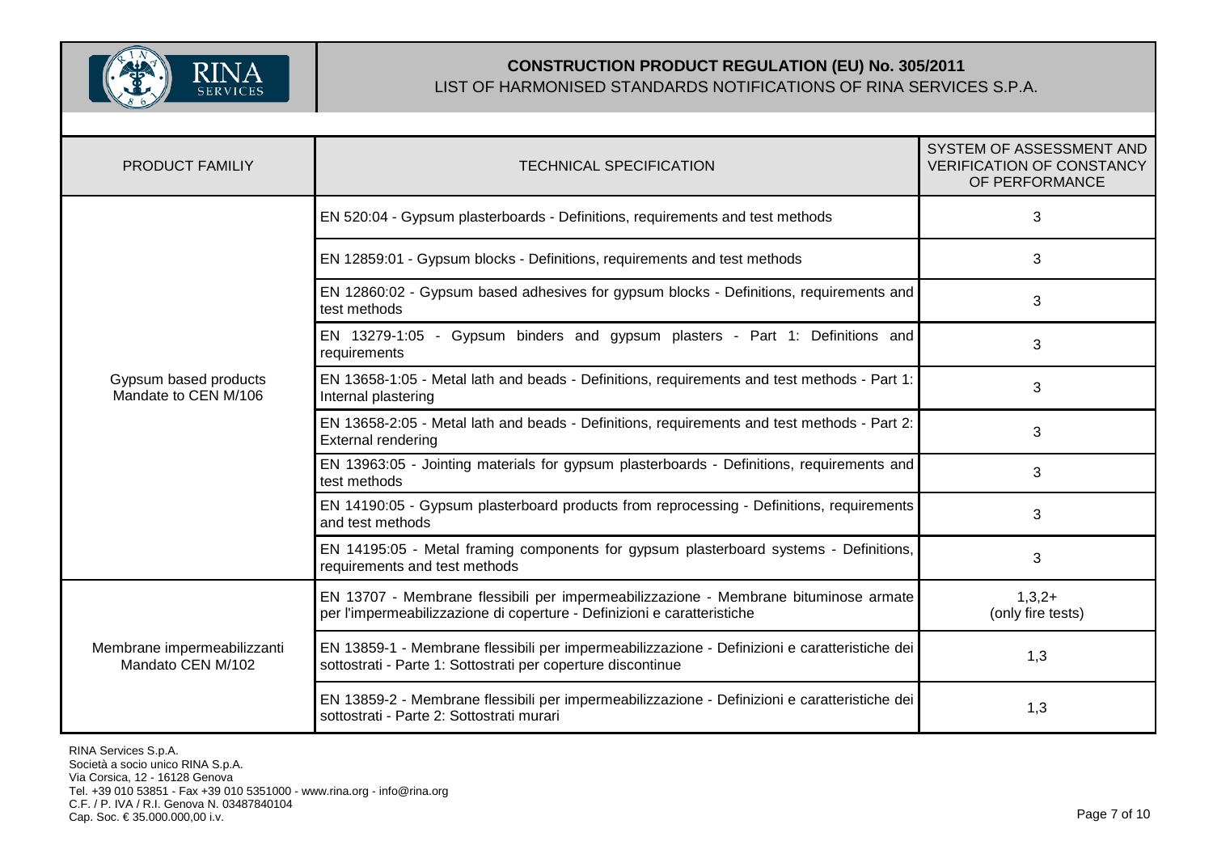**CONSTRUCTION PRODUCT REGULATION (EU) No. 305/2011**
LIST OF HARMONISED STANDARDS NOTIFICATIONS OF RINA SERVICES S.P.A.

| PRODUCT FAMILIY | TECHNICAL SPECIFICATION | SYSTEM OF ASSESSMENT AND VERIFICATION OF CONSTANCY OF PERFORMANCE |
|---|---|---|
| Gypsum based products Mandate to CEN M/106 | EN 520:04 - Gypsum plasterboards - Definitions, requirements and test methods | 3 |
| | EN 12859:01 - Gypsum blocks - Definitions, requirements and test methods | 3 |
| | EN 12860:02 - Gypsum based adhesives for gypsum blocks - Definitions, requirements and test methods | 3 |
| | EN 13279-1:05 - Gypsum binders and gypsum plasters - Part 1: Definitions and requirements | 3 |
| | EN 13658-1:05 - Metal lath and beads - Definitions, requirements and test methods - Part 1: Internal plastering | 3 |
| | EN 13658-2:05 - Metal lath and beads - Definitions, requirements and test methods - Part 2: External rendering | 3 |
| | EN 13963:05 - Jointing materials for gypsum plasterboards - Definitions, requirements and test methods | 3 |
| | EN 14190:05 - Gypsum plasterboard products from reprocessing - Definitions, requirements and test methods | 3 |
| | EN 14195:05 - Metal framing components for gypsum plasterboard systems - Definitions, requirements and test methods | 3 |
| Membrane impermeabilizzanti Mandato CEN M/102 | EN 13707 - Membrane flessibili per impermeabilizzazione - Membrane bituminose armate per l'impermeabilizzazione di coperture - Definizioni e caratteristiche | 1,3,2+ (only fire tests) |
| | EN 13859-1 - Membrane flessibili per impermeabilizzazione - Definizioni e caratteristiche dei sottostrati - Parte 1: Sottostrati per coperture discontinue | 1,3 |
| | EN 13859-2 - Membrane flessibili per impermeabilizzazione - Definizioni e caratteristiche dei sottostrati - Parte 2: Sottostrati murari | 1,3 |

RINA Services S.p.A.
Società a socio unico RINA S.p.A.
Via Corsica, 12 - 16128 Genova
Tel. +39 010 53851 - Fax +39 010 5351000 - www.rina.org - info@rina.org
C.F. / P. IVA / R.I. Genova N. 03487840104
Cap. Soc. € 35.000.000,00 i.v.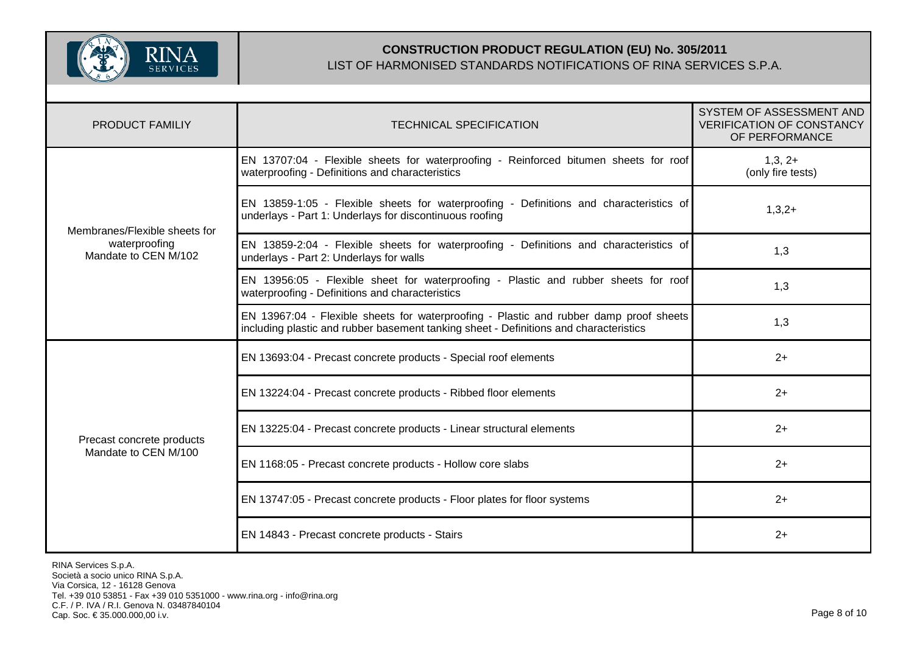**CONSTRUCTION PRODUCT REGULATION (EU) No. 305/2011**

LIST OF HARMONISED STANDARDS NOTIFICATIONS OF RINA SERVICES S.P.A.

| PRODUCT FAMILIY | TECHNICAL SPECIFICATION | SYSTEM OF ASSESSMENT AND VERIFICATION OF CONSTANCY OF PERFORMANCE |
|---|---|---|
| Membranes/Flexible sheets for waterproofing Mandate to CEN M/102 | EN 13707:04 - Flexible sheets for waterproofing - Reinforced bitumen sheets for roof waterproofing - Definitions and characteristics | 1,3, 2+ (only fire tests) |
| | EN 13859-1:05 - Flexible sheets for waterproofing - Definitions and characteristics of underlays - Part 1: Underlays for discontinuous roofing | 1,3,2+ |
| | EN 13859-2:04 - Flexible sheets for waterproofing - Definitions and characteristics of underlays - Part 2: Underlays for walls | 1,3 |
| | EN 13956:05 - Flexible sheet for waterproofing - Plastic and rubber sheets for roof waterproofing - Definitions and characteristics | 1,3 |
| | EN 13967:04 - Flexible sheets for waterproofing - Plastic and rubber damp proof sheets including plastic and rubber basement tanking sheet - Definitions and characteristics | 1,3 |
| Precast concrete products Mandate to CEN M/100 | EN 13693:04 - Precast concrete products - Special roof elements | 2+ |
| | EN 13224:04 - Precast concrete products - Ribbed floor elements | 2+ |
| | EN 13225:04 - Precast concrete products - Linear structural elements | 2+ |
| | EN 1168:05 - Precast concrete products - Hollow core slabs | 2+ |
| | EN 13747:05 - Precast concrete products - Floor plates for floor systems | 2+ |
| | EN 14843 - Precast concrete products - Stairs | 2+ |

RINA Services S.p.A.
Società a socio unico RINA S.p.A.
Via Corsica, 12 - 16128 Genova
Tel. +39 010 53851 - Fax +39 010 5351000 - www.rina.org - info@rina.org
C.F. / P. IVA / R.I. Genova N. 03487840104
Cap. Soc. € 35.000.000,00 i.v.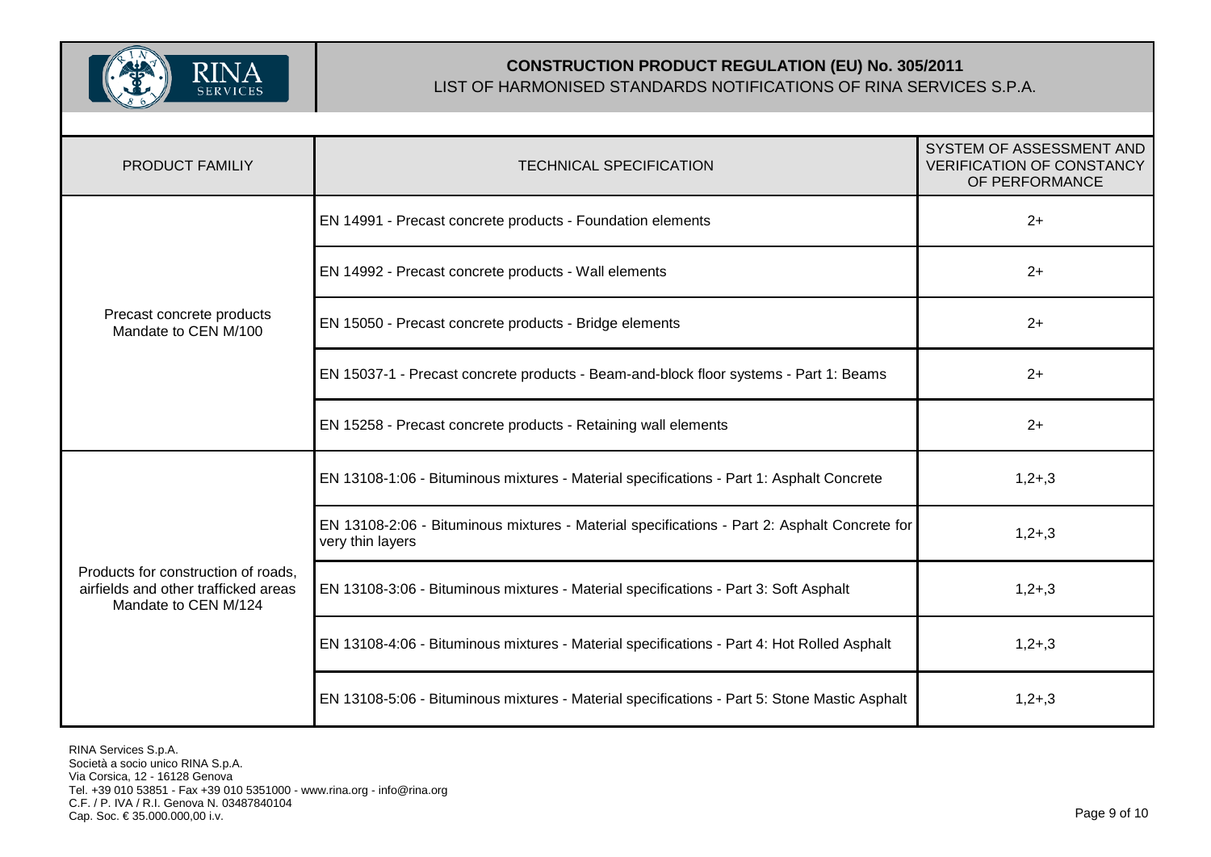**CONSTRUCTION PRODUCT REGULATION (EU) No. 305/2011**
LIST OF HARMONISED STANDARDS NOTIFICATIONS OF RINA SERVICES S.P.A.

| PRODUCT FAMILIY | TECHNICAL SPECIFICATION | SYSTEM OF ASSESSMENT AND VERIFICATION OF CONSTANCY OF PERFORMANCE |
|---|---|---|
| Precast concrete products Mandate to CEN M/100 | EN 14991 - Precast concrete products - Foundation elements | 2+ |
| | EN 14992 - Precast concrete products - Wall elements | 2+ |
| | EN 15050 - Precast concrete products - Bridge elements | 2+ |
| | EN 15037-1 - Precast concrete products - Beam-and-block floor systems - Part 1: Beams | 2+ |
| | EN 15258 - Precast concrete products - Retaining wall elements | 2+ |
| Products for construction of roads, airfields and other trafficked areas Mandate to CEN M/124 | EN 13108-1:06 - Bituminous mixtures - Material specifications - Part 1: Asphalt Concrete | 1,2+,3 |
| | EN 13108-2:06 - Bituminous mixtures - Material specifications - Part 2: Asphalt Concrete for very thin layers | 1,2+,3 |
| | EN 13108-3:06 - Bituminous mixtures - Material specifications - Part 3: Soft Asphalt | 1,2+,3 |
| | EN 13108-4:06 - Bituminous mixtures - Material specifications - Part 4: Hot Rolled Asphalt | 1,2+,3 |
| | EN 13108-5:06 - Bituminous mixtures - Material specifications - Part 5: Stone Mastic Asphalt | 1,2+,3 |

RINA Services S.p.A.
Società a socio unico RINA S.p.A.
Via Corsica, 12 - 16128 Genova
Tel. +39 010 53851 - Fax +39 010 5351000 - www.rina.org - info@rina.org
C.F. / P. IVA / R.I. Genova N. 03487840104
Cap. Soc. € 35.000.000,00 i.v.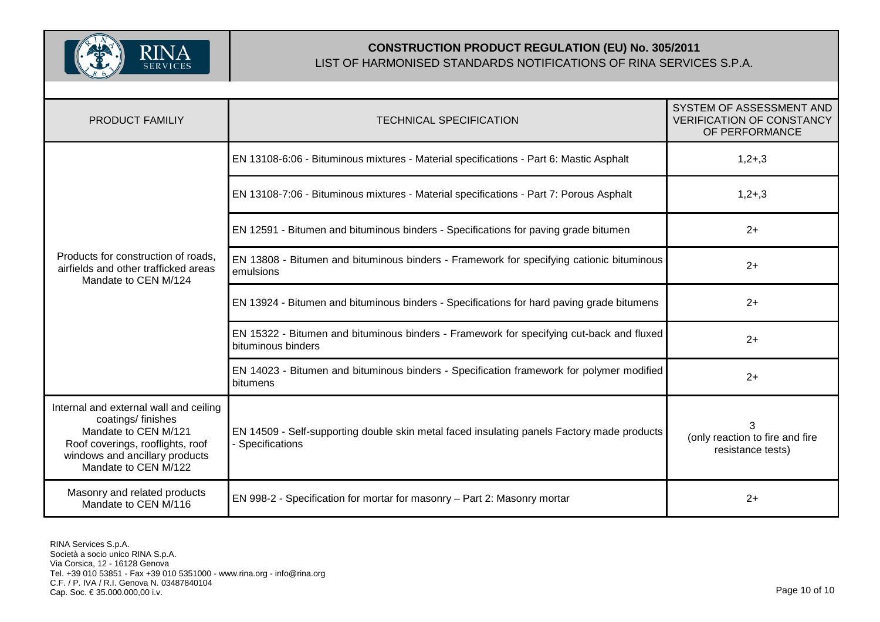**CONSTRUCTION PRODUCT REGULATION (EU) No. 305/2011**
LIST OF HARMONISED STANDARDS NOTIFICATIONS OF RINA SERVICES S.P.A.

| PRODUCT FAMILIY | TECHNICAL SPECIFICATION | SYSTEM OF ASSESSMENT AND VERIFICATION OF CONSTANCY OF PERFORMANCE |
|---|---|---|
| Products for construction of roads, airfields and other trafficked areas Mandate to CEN M/124 | EN 13108-6:06 - Bituminous mixtures - Material specifications - Part 6: Mastic Asphalt | 1,2+,3 |
| | EN 13108-7:06 - Bituminous mixtures - Material specifications - Part 7: Porous Asphalt | 1,2+,3 |
| | EN 12591 - Bitumen and bituminous binders - Specifications for paving grade bitumen | 2+ |
| | EN 13808 - Bitumen and bituminous binders - Framework for specifying cationic bituminous emulsions | 2+ |
| | EN 13924 - Bitumen and bituminous binders - Specifications for hard paving grade bitumens | 2+ |
| | EN 15322 - Bitumen and bituminous binders - Framework for specifying cut-back and fluxed bituminous binders | 2+ |
| | EN 14023 - Bitumen and bituminous binders - Specification framework for polymer modified bitumens | 2+ |
| Internal and external wall and ceiling coatings/ finishes Mandate to CEN M/121 Roof coverings, rooflights, roof windows and ancillary products Mandate to CEN M/122 | EN 14509 - Self-supporting double skin metal faced insulating panels Factory made products - Specifications | 3 (only reaction to fire and fire resistance tests) |
| Masonry and related products Mandate to CEN M/116 | EN 998-2 - Specification for mortar for masonry – Part 2: Masonry mortar | 2+ |

RINA Services S.p.A.
Società a socio unico RINA S.p.A.
Via Corsica, 12 - 16128 Genova
Tel. +39 010 53851 - Fax +39 010 5351000 - www.rina.org - info@rina.org
C.F. / P. IVA / R.I. Genova N. 03487840104
Cap. Soc. € 35.000.000,00 i.v.